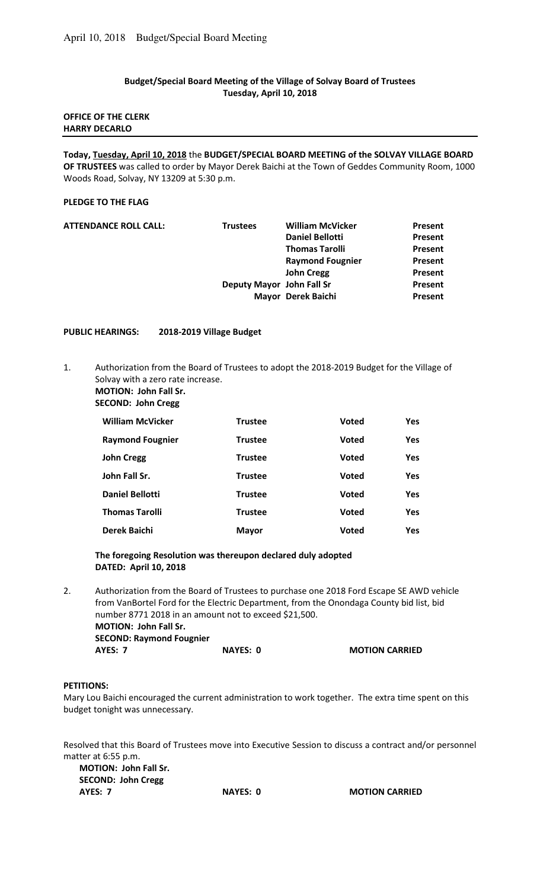**Budget/Special Board Meeting of the Village of Solvay Board of Trustees**
**Tuesday, April 10, 2018**

**OFFICE OF THE CLERK**
**HARRY DECARLO**

---

**Today, Tuesday, April 10, 2018** the **BUDGET/SPECIAL BOARD MEETING of the SOLVAY VILLAGE BOARD OF TRUSTEES** was called to order by Mayor Derek Baichi at the Town of Geddes Community Room, 1000 Woods Road, Solvay, NY 13209 at 5:30 p.m.

**PLEDGE TO THE FLAG**

| **ATTENDANCE ROLL CALL:** | **Trustees** | **William McVicker** | **Present** |
|---|---|---|---|
| | | **Daniel Bellotti** | **Present** |
| | | **Thomas Tarolli** | **Present** |
| | | **Raymond Fougnier** | **Present** |
| | | **John Cregg** | **Present** |
| | **Deputy Mayor** | **John Fall Sr** | **Present** |
| | **Mayor** | **Derek Baichi** | **Present** |

**PUBLIC HEARINGS: 2018-2019 Village Budget**

1. Authorization from the Board of Trustees to adopt the 2018-2019 Budget for the Village of Solvay with a zero rate increase.
   **MOTION: John Fall Sr.**
   **SECOND: John Cregg**

| | | | |
|---|---|---|---|
| **William McVicker** | **Trustee** | **Voted** | **Yes** |
| **Raymond Fougnier** | **Trustee** | **Voted** | **Yes** |
| **John Cregg** | **Trustee** | **Voted** | **Yes** |
| **John Fall Sr.** | **Trustee** | **Voted** | **Yes** |
| **Daniel Bellotti** | **Trustee** | **Voted** | **Yes** |
| **Thomas Tarolli** | **Trustee** | **Voted** | **Yes** |
| **Derek Baichi** | **Mayor** | **Voted** | **Yes** |

**The foregoing Resolution was thereupon declared duly adopted**
**DATED: April 10, 2018**

2. Authorization from the Board of Trustees to purchase one 2018 Ford Escape SE AWD vehicle from VanBortel Ford for the Electric Department, from the Onondaga County bid list, bid number 8771 2018 in an amount not to exceed $21,500.
   **MOTION: John Fall Sr.**
   **SECOND: Raymond Fougnier**
   **AYES: 7 NAYES: 0 MOTION CARRIED**

**PETITIONS:**

Mary Lou Baichi encouraged the current administration to work together. The extra time spent on this budget tonight was unnecessary.

Resolved that this Board of Trustees move into Executive Session to discuss a contract and/or personnel matter at 6:55 p.m.

**MOTION: John Fall Sr.**
**SECOND: John Cregg**
**AYES: 7 NAYES: 0 MOTION CARRIED**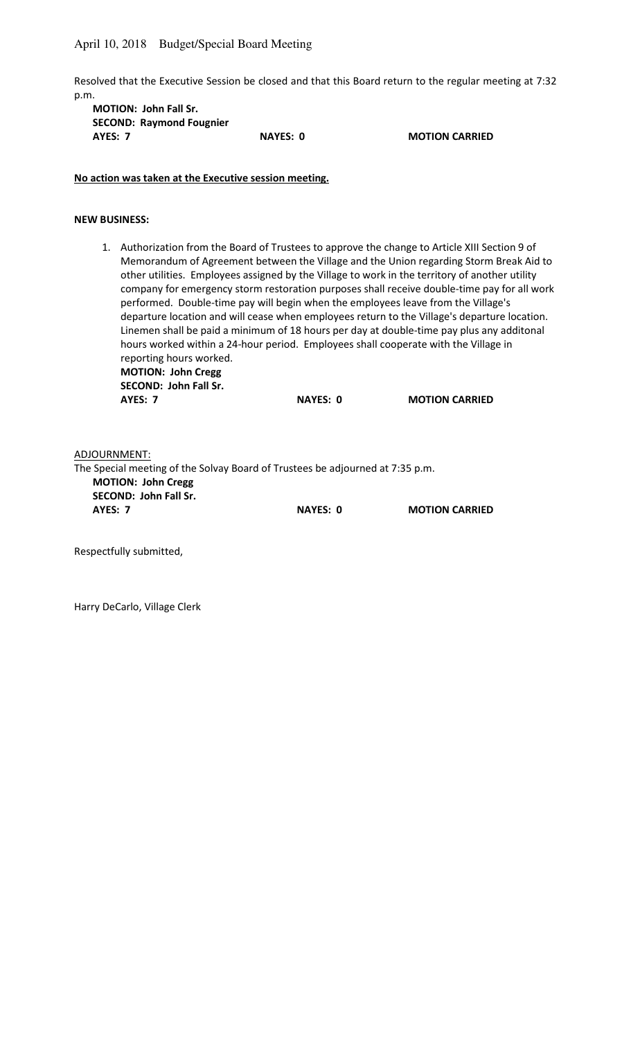Resolved that the Executive Session be closed and that this Board return to the regular meeting at 7:32 p.m.

**MOTION: John Fall Sr.**
**SECOND: Raymond Fougnier**
**AYES: 7** **NAYES: 0** **MOTION CARRIED**

**No action was taken at the Executive session meeting.**

**NEW BUSINESS:**

1. Authorization from the Board of Trustees to approve the change to Article XIII Section 9 of Memorandum of Agreement between the Village and the Union regarding Storm Break Aid to other utilities. Employees assigned by the Village to work in the territory of another utility company for emergency storm restoration purposes shall receive double-time pay for all work performed. Double-time pay will begin when the employees leave from the Village's departure location and will cease when employees return to the Village's departure location. Linemen shall be paid a minimum of 18 hours per day at double-time pay plus any additonal hours worked within a 24-hour period. Employees shall cooperate with the Village in reporting hours worked.
   **MOTION: John Cregg**
   **SECOND: John Fall Sr.**
   **AYES: 7** **NAYES: 0** **MOTION CARRIED**

ADJOURNMENT:

The Special meeting of the Solvay Board of Trustees be adjourned at 7:35 p.m.

**MOTION: John Cregg**
**SECOND: John Fall Sr.**
**AYES: 7** **NAYES: 0** **MOTION CARRIED**

Respectfully submitted,

Harry DeCarlo, Village Clerk